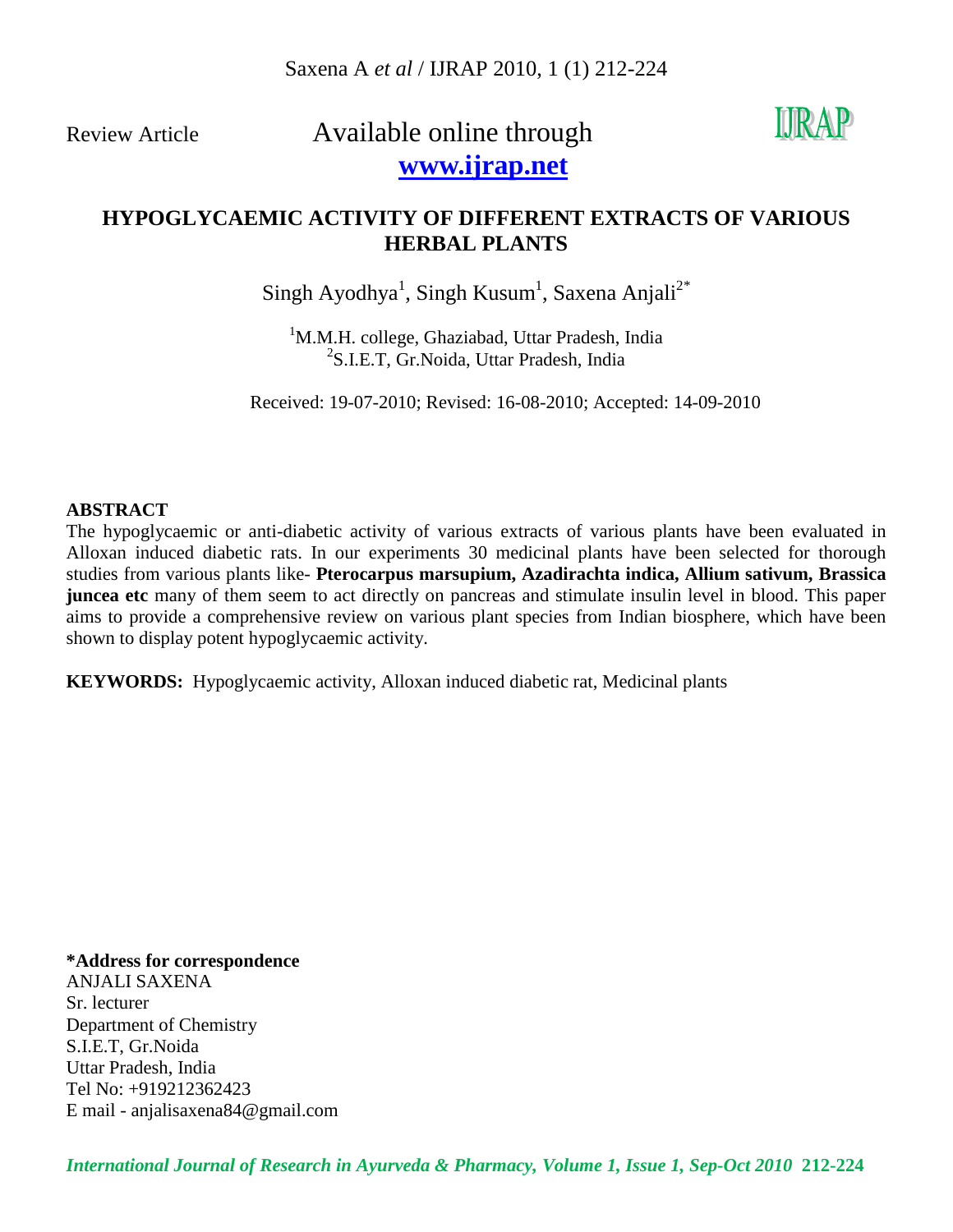Review Article

Available online through **www.ijrap.net**

# HYPOGLYCAEMIC ACTIVITY OF DIFFERENT EXTRACTS OF VARIOUS HERBAL PLANTS

Singh Ayodhya[1], Singh Kusum[1], Saxena Anjali[2*]

[1]M.M.H. college, Ghaziabad, Uttar Pradesh, India
[2]S.I.E.T, Gr.Noida, Uttar Pradesh, India

Received: 19-07-2010; Revised: 16-08-2010; Accepted: 14-09-2010

## ABSTRACT

The hypoglycaemic or anti-diabetic activity of various extracts of various plants have been evaluated in Alloxan induced diabetic rats. In our experiments 30 medicinal plants have been selected for thorough studies from various plants like- **Pterocarpus marsupium, Azadirachta indica, Allium sativum, Brassica juncea etc** many of them seem to act directly on pancreas and stimulate insulin level in blood. This paper aims to provide a comprehensive review on various plant species from Indian biosphere, which have been shown to display potent hypoglycaemic activity.

**KEYWORDS:** Hypoglycaemic activity, Alloxan induced diabetic rat, Medicinal plants

**\*Address for correspondence**
ANJALI SAXENA
Sr. lecturer
Department of Chemistry
S.I.E.T, Gr.Noida
Uttar Pradesh, India
Tel No: +919212362423
E mail - anjalisaxena84@gmail.com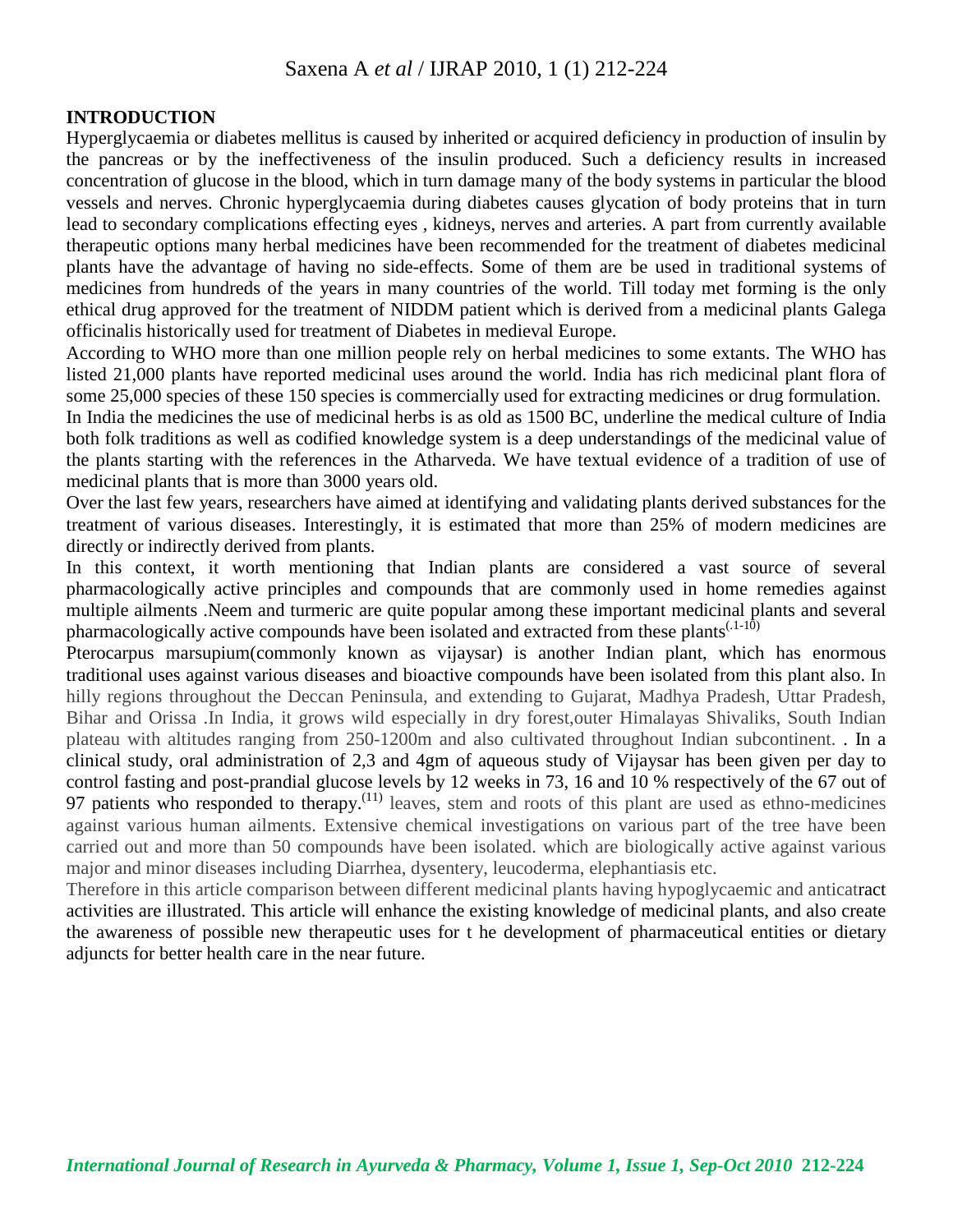## INTRODUCTION

Hyperglycaemia or diabetes mellitus is caused by inherited or acquired deficiency in production of insulin by the pancreas or by the ineffectiveness of the insulin produced. Such a deficiency results in increased concentration of glucose in the blood, which in turn damage many of the body systems in particular the blood vessels and nerves. Chronic hyperglycaemia during diabetes causes glycation of body proteins that in turn lead to secondary complications effecting eyes , kidneys, nerves and arteries. A part from currently available therapeutic options many herbal medicines have been recommended for the treatment of diabetes medicinal plants have the advantage of having no side-effects. Some of them are be used in traditional systems of medicines from hundreds of the years in many countries of the world. Till today met forming is the only ethical drug approved for the treatment of NIDDM patient which is derived from a medicinal plants Galega officinalis historically used for treatment of Diabetes in medieval Europe.

According to WHO more than one million people rely on herbal medicines to some extants. The WHO has listed 21,000 plants have reported medicinal uses around the world. India has rich medicinal plant flora of some 25,000 species of these 150 species is commercially used for extracting medicines or drug formulation.

In India the medicines the use of medicinal herbs is as old as 1500 BC, underline the medical culture of India both folk traditions as well as codified knowledge system is a deep understandings of the medicinal value of the plants starting with the references in the Atharveda. We have textual evidence of a tradition of use of medicinal plants that is more than 3000 years old.

Over the last few years, researchers have aimed at identifying and validating plants derived substances for the treatment of various diseases. Interestingly, it is estimated that more than 25% of modern medicines are directly or indirectly derived from plants.

In this context, it worth mentioning that Indian plants are considered a vast source of several pharmacologically active principles and compounds that are commonly used in home remedies against multiple ailments .Neem and turmeric are quite popular among these important medicinal plants and several pharmacologically active compounds have been isolated and extracted from these plants[.1-10]

Pterocarpus marsupium(commonly known as vijaysar) is another Indian plant, which has enormous traditional uses against various diseases and bioactive compounds have been isolated from this plant also. In hilly regions throughout the Deccan Peninsula, and extending to Gujarat, Madhya Pradesh, Uttar Pradesh, Bihar and Orissa .In India, it grows wild especially in dry forest,outer Himalayas Shivaliks, South Indian plateau with altitudes ranging from 250-1200m and also cultivated throughout Indian subcontinent. . In a clinical study, oral administration of 2,3 and 4gm of aqueous study of Vijaysar has been given per day to control fasting and post-prandial glucose levels by 12 weeks in 73, 16 and 10 % respectively of the 67 out of 97 patients who responded to therapy.[11] leaves, stem and roots of this plant are used as ethno-medicines against various human ailments. Extensive chemical investigations on various part of the tree have been carried out and more than 50 compounds have been isolated. which are biologically active against various major and minor diseases including Diarrhea, dysentery, leucoderma, elephantiasis etc.

Therefore in this article comparison between different medicinal plants having hypoglycaemic and anticatract activities are illustrated. This article will enhance the existing knowledge of medicinal plants, and also create the awareness of possible new therapeutic uses for t he development of pharmaceutical entities or dietary adjuncts for better health care in the near future.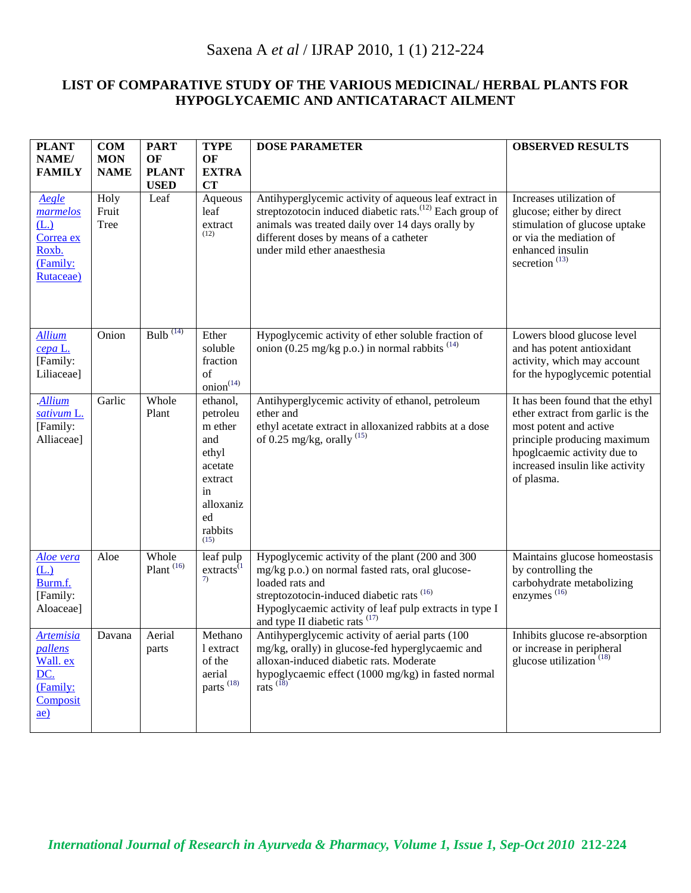## LIST OF COMPARATIVE STUDY OF THE VARIOUS MEDICINAL/ HERBAL PLANTS FOR HYPOGLYCAEMIC AND ANTICATARACT AILMENT

| PLANT NAME/ FAMILY | COMMON NAME | PART OF PLANT USED | TYPE OF EXTRACT | DOSE PARAMETER | OBSERVED RESULTS |
|---|---|---|---|---|---|
| *Aegle marmelos* (L.) Correa ex Roxb. (Family: Rutaceae) | Holy Fruit Tree | Leaf | Aqueous leaf extract [12] | Antihyperglycemic activity of aqueous leaf extract in streptozotocin induced diabetic rats.[12] Each group of animals was treated daily over 14 days orally by different doses by means of a catheter under mild ether anaesthesia | Increases utilization of glucose; either by direct stimulation of glucose uptake or via the mediation of enhanced insulin secretion [13] |
| *Allium cepa* L. [Family: Liliaceae] | Onion | Bulb [14] | Ether soluble fraction of onion[14] | Hypoglycemic activity of ether soluble fraction of onion (0.25 mg/kg p.o.) in normal rabbits [14] | Lowers blood glucose level and has potent antioxidant activity, which may account for the hypoglycemic potential |
| .*Allium sativum* L. [Family: Alliaceae] | Garlic | Whole Plant | ethanol, petroleum ether and ethyl acetate extract in alloxanized rabbits [15] | Antihyperglycemic activity of ethanol, petroleum ether and ethyl acetate extract in alloxanized rabbits at a dose of 0.25 mg/kg, orally [15] | It has been found that the ethyl ether extract from garlic is the most potent and active principle producing maximum hpoglcaemic activity due to increased insulin like activity of plasma. |
| *Aloe vera* (L.) Burm.f. [Family: Aloaceae] | Aloe | Whole Plant [16] | leaf pulp extracts[17] | Hypoglycemic activity of the plant (200 and 300 mg/kg p.o.) on normal fasted rats, oral glucose-loaded rats and streptozotocin-induced diabetic rats [16] Hypoglycaemic activity of leaf pulp extracts in type I and type II diabetic rats [17] | Maintains glucose homeostasis by controlling the carbohydrate metabolizing enzymes [16] |
| *Artemisia pallens* Wall. ex DC. (Family: Compositae) | Davana | Aerial parts | Methanol extract of the aerial parts [18] | Antihyperglycemic activity of aerial parts (100 mg/kg, orally) in glucose-fed hyperglycaemic and alloxan-induced diabetic rats. Moderate hypoglycaemic effect (1000 mg/kg) in fasted normal rats [18] | Inhibits glucose re-absorption or increase in peripheral glucose utilization [18] |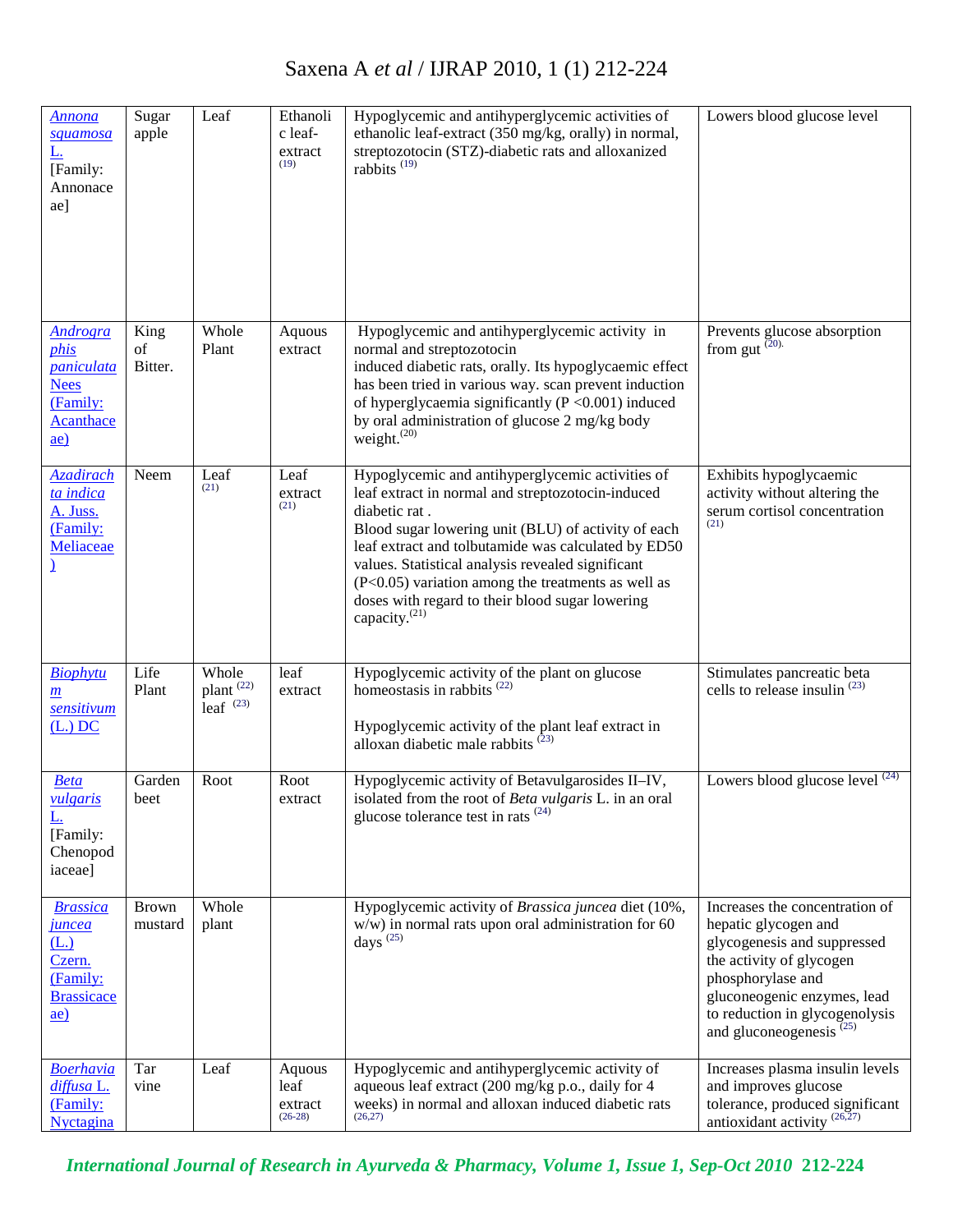| | | | | | |
|---|---|---|---|---|---|
| *Annona squamosa* L. [Family: Annonaceae] | Sugar apple | Leaf | Ethanolic leaf-extract [19] | Hypoglycemic and antihyperglycemic activities of ethanolic leaf-extract (350 mg/kg, orally) in normal, streptozotocin (STZ)-diabetic rats and alloxanized rabbits [19] | Lowers blood glucose level |
| *Andrographis paniculata* Nees (Family: Acanthaceae) | King of Bitter. | Whole Plant | Aquous extract | Hypoglycemic and antihyperglycemic activity in normal and streptozotocin induced diabetic rats, orally. Its hypoglycaemic effect has been tried in various way. scan prevent induction of hyperglycaemia significantly (P <0.001) induced by oral administration of glucose 2 mg/kg body weight.[20] | Prevents glucose absorption from gut [20]. |
| *Azadirachta indica* A. Juss. (Family: Meliaceae) | Neem | Leaf [21] | Leaf extract [21] | Hypoglycemic and antihyperglycemic activities of leaf extract in normal and streptozotocin-induced diabetic rat . Blood sugar lowering unit (BLU) of activity of each leaf extract and tolbutamide was calculated by ED50 values. Statistical analysis revealed significant (P<0.05) variation among the treatments as well as doses with regard to their blood sugar lowering capacity.[21] | Exhibits hypoglycaemic activity without altering the serum cortisol concentration [21] |
| *Biophytum sensitivum* (L.) DC | Life Plant | Whole plant [22] leaf [23] | leaf extract | Hypoglycemic activity of the plant on glucose homeostasis in rabbits [22]<br><br>Hypoglycemic activity of the plant leaf extract in alloxan diabetic male rabbits [23] | Stimulates pancreatic beta cells to release insulin [23] |
| *Beta vulgaris* L. [Family: Chenopodiaceae] | Garden beet | Root | Root extract | Hypoglycemic activity of Betavulgarosides II–IV, isolated from the root of *Beta vulgaris* L. in an oral glucose tolerance test in rats [24] | Lowers blood glucose level [24] |
| *Brassica juncea* (L.) Czern. (Family: Brassicaceae) | Brown mustard | Whole plant | | Hypoglycemic activity of *Brassica juncea* diet (10%, w/w) in normal rats upon oral administration for 60 days [25] | Increases the concentration of hepatic glycogen and glycogenesis and suppressed the activity of glycogen phosphorylase and gluconeogenic enzymes, lead to reduction in glycogenolysis and gluconeogenesis [25] |
| *Boerhavia diffusa* L. (Family: Nyctagina | Tar vine | Leaf | Aquous leaf extract [26-28] | Hypoglycemic and antihyperglycemic activity of aqueous leaf extract (200 mg/kg p.o., daily for 4 weeks) in normal and alloxan induced diabetic rats [26,27] | Increases plasma insulin levels and improves glucose tolerance, produced significant antioxidant activity [26,27] |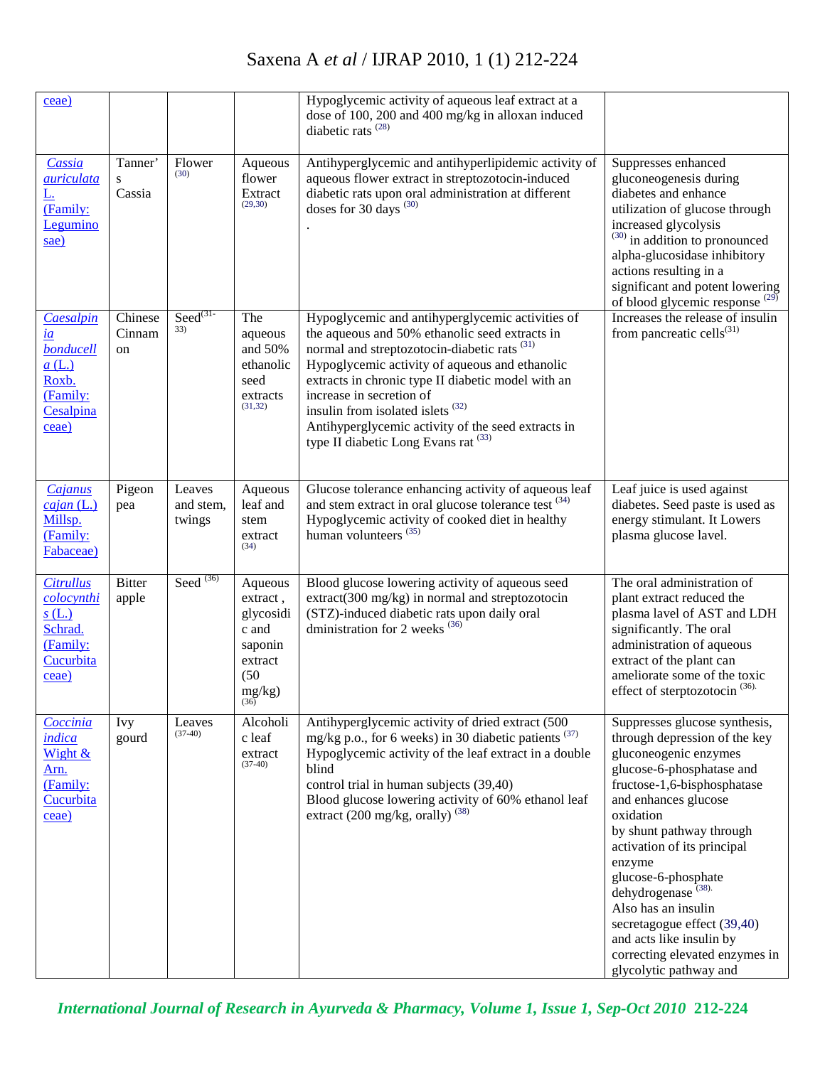| | | | | | |
|---|---|---|---|---|---|
| ceae) | | | | Hypoglycemic activity of aqueous leaf extract at a dose of 100, 200 and 400 mg/kg in alloxan induced diabetic rats [28] | |
| *Cassia auriculata* L. (Family: Leguminosae) | Tanner's Cassia | Flower [30] | Aqueous flower Extract [29,30] | Antihyperglycemic and antihyperlipidemic activity of aqueous flower extract in streptozotocin-induced diabetic rats upon oral administration at different doses for 30 days [30] . | Suppresses enhanced gluconeogenesis during diabetes and enhance utilization of glucose through increased glycolysis [30] in addition to pronounced alpha-glucosidase inhibitory actions resulting in a significant and potent lowering of blood glycemic response [29] |
| *Caesalpinia bonducella* (L.) Roxb. (Family: Cesalpinaceae) | Chinese Cinnamon | Seed[31-33] | The aqueous and 50% ethanolic seed extracts [31,32] | Hypoglycemic and antihyperglycemic activities of the aqueous and 50% ethanolic seed extracts in normal and streptozotocin-diabetic rats [31] Hypoglycemic activity of aqueous and ethanolic extracts in chronic type II diabetic model with an increase in secretion of insulin from isolated islets [32] Antihyperglycemic activity of the seed extracts in type II diabetic Long Evans rat [33] | Increases the release of insulin from pancreatic cells[31] |
| *Cajanus cajan* (L.) Millsp. (Family: Fabaceae) | Pigeon pea | Leaves and stem, twings | Aqueous leaf and stem extract [34] | Glucose tolerance enhancing activity of aqueous leaf and stem extract in oral glucose tolerance test [34] Hypoglycemic activity of cooked diet in healthy human volunteers [35] | Leaf juice is used against diabetes. Seed paste is used as energy stimulant. It Lowers plasma glucose lavel. |
| *Citrullus colocynthis* (L.) Schrad. (Family: Cucurbitaceae) | Bitter apple | Seed [36] | Aqueous extract , glycosidic and saponin extract (50 mg/kg) [36] | Blood glucose lowering activity of aqueous seed extract(300 mg/kg) in normal and streptozotocin (STZ)-induced diabetic rats upon daily oral dministration for 2 weeks [36] | The oral administration of plant extract reduced the plasma lavel of AST and LDH significantly. The oral administration of aqueous extract of the plant can ameliorate some of the toxic effect of sterptozotocin [36]. |
| *Coccinia indica* Wight & Arn. (Family: Cucurbitaceae) | Ivy gourd | Leaves [37-40] | Alcoholic leaf extract [37-40] | Antihyperglycemic activity of dried extract (500 mg/kg p.o., for 6 weeks) in 30 diabetic patients [37] Hypoglycemic activity of the leaf extract in a double blind control trial in human subjects (39,40) Blood glucose lowering activity of 60% ethanol leaf extract (200 mg/kg, orally) [38] | Suppresses glucose synthesis, through depression of the key gluconeogenic enzymes glucose-6-phosphatase and fructose-1,6-bisphosphatase and enhances glucose oxidation by shunt pathway through activation of its principal enzyme glucose-6-phosphate dehydrogenase [38]. Also has an insulin secretagogue effect (39,40) and acts like insulin by correcting elevated enzymes in glycolytic pathway and |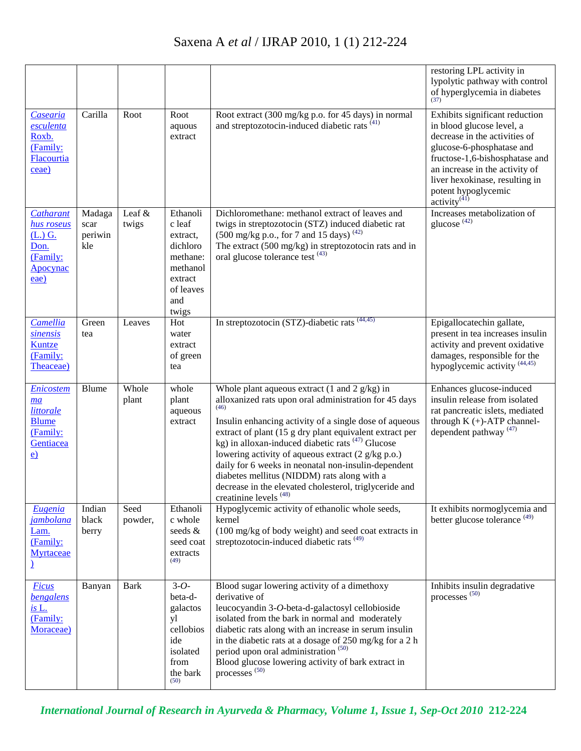| | | | | | |
|---|---|---|---|---|---|
| | | | | | restoring LPL activity in lypolytic pathway with control of hyperglycemia in diabetes [37] |
| *Casearia esculenta* Roxb. (Family: Flacourtiaceae) | Carilla | Root | Root aquous extract | Root extract (300 mg/kg p.o. for 45 days) in normal and streptozotocin-induced diabetic rats [41] | Exhibits significant reduction in blood glucose level, a decrease in the activities of glucose-6-phosphatase and fructose-1,6-bishosphatase and an increase in the activity of liver hexokinase, resulting in potent hypoglycemic activity[41] |
| *Catharanthus roseus* (L.) G. Don. (Family: Apocynaceae) | Madagascar periwinkle | Leaf & twigs | Ethanolic leaf extract, dichloromethane: methanol extract of leaves and twigs | Dichloromethane: methanol extract of leaves and twigs in streptozotocin (STZ) induced diabetic rat (500 mg/kg p.o., for 7 and 15 days) [42] The extract (500 mg/kg) in streptozotocin rats and in oral glucose tolerance test [43] | Increases metabolization of glucose [42] |
| *Camellia sinensis* Kuntze (Family: Theaceae) | Green tea | Leaves | Hot water extract of green tea | In streptozotocin (STZ)-diabetic rats [44,45] | Epigallocatechin gallate, present in tea increases insulin activity and prevent oxidative damages, responsible for the hypoglycemic activity [44,45] |
| *Enicostemma littorale* Blume (Family: Gentiaceae) | Blume | Whole plant | whole plant aqueous extract | Whole plant aqueous extract (1 and 2 g/kg) in alloxanized rats upon oral administration for 45 days [46] Insulin enhancing activity of a single dose of aqueous extract of plant (15 g dry plant equivalent extract per kg) in alloxan-induced diabetic rats [47] Glucose lowering activity of aqueous extract (2 g/kg p.o.) daily for 6 weeks in neonatal non-insulin-dependent diabetes mellitus (NIDDM) rats along with a decrease in the elevated cholesterol, triglyceride and creatinine levels [48] | Enhances glucose-induced insulin release from isolated rat pancreatic islets, mediated through K (+)-ATP channel-dependent pathway [47] |
| *Eugenia jambolana* Lam. (Family: Myrtaceae) | Indian black berry | Seed powder, | Ethanolic whole seeds & seed coat extracts [49] | Hypoglycemic activity of ethanolic whole seeds, kernel (100 mg/kg of body weight) and seed coat extracts in streptozotocin-induced diabetic rats [49] | It exhibits normoglycemia and better glucose tolerance [49] |
| *Ficus bengalensis* L. (Family: Moraceae) | Banyan | Bark | 3-*O*-beta-d-galactosyl cellobioside isolated from the bark [50] | Blood sugar lowering activity of a dimethoxy derivative of leucocyandin 3-*O*-beta-d-galactosyl cellobioside isolated from the bark in normal and moderately diabetic rats along with an increase in serum insulin in the diabetic rats at a dosage of 250 mg/kg for a 2 h period upon oral administration [50] Blood glucose lowering activity of bark extract in processes [50] | Inhibits insulin degradative processes [50] |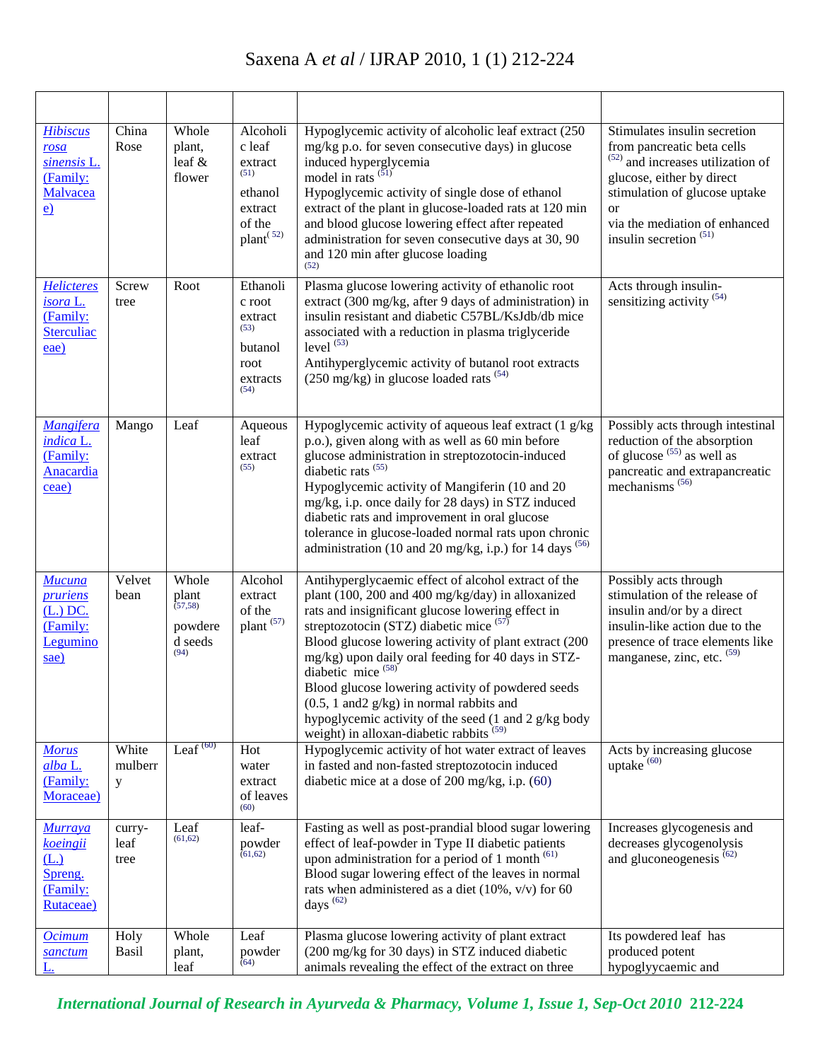| | | | | | |
|---|---|---|---|---|---|
| *Hibiscus rosa sinensis* L. (Family: Malvaceae) | China Rose | Whole plant, leaf & flower | Alcoholic leaf extract [51] ethanol extract of the plant [52] | Hypoglycemic activity of alcoholic leaf extract (250 mg/kg p.o. for seven consecutive days) in glucose induced hyperglycemia model in rats [51] Hypoglycemic activity of single dose of ethanol extract of the plant in glucose-loaded rats at 120 min and blood glucose lowering effect after repeated administration for seven consecutive days at 30, 90 and 120 min after glucose loading [52] | Stimulates insulin secretion from pancreatic beta cells [52] and increases utilization of glucose, either by direct stimulation of glucose uptake or via the mediation of enhanced insulin secretion [51] |
| *Helicteres isora* L. (Family: Sterculiaceae) | Screw tree | Root | Ethanolic root extract [53] butanol root extracts [54] | Plasma glucose lowering activity of ethanolic root extract (300 mg/kg, after 9 days of administration) in insulin resistant and diabetic C57BL/KsJdb/db mice associated with a reduction in plasma triglyceride level [53] Antihyperglycemic activity of butanol root extracts (250 mg/kg) in glucose loaded rats [54] | Acts through insulin-sensitizing activity [54] |
| *Mangifera indica* L. (Family: Anacardiaceae) | Mango | Leaf | Aqueous leaf extract [55] | Hypoglycemic activity of aqueous leaf extract (1 g/kg p.o.), given along with as well as 60 min before glucose administration in streptozotocin-induced diabetic rats [55] Hypoglycemic activity of Mangiferin (10 and 20 mg/kg, i.p. once daily for 28 days) in STZ induced diabetic rats and improvement in oral glucose tolerance in glucose-loaded normal rats upon chronic administration (10 and 20 mg/kg, i.p.) for 14 days [56] | Possibly acts through intestinal reduction of the absorption of glucose [55] as well as pancreatic and extrapancreatic mechanisms [56] |
| *Mucuna pruriens* (L.) DC. (Family: Leguminosae) | Velvet bean | Whole plant [57,58] powdered seeds [94] | Alcohol extract of the plant [57] | Antihyperglycaemic effect of alcohol extract of the plant (100, 200 and 400 mg/kg/day) in alloxanized rats and insignificant glucose lowering effect in streptozotocin (STZ) diabetic mice [57] Blood glucose lowering activity of plant extract (200 mg/kg) upon daily oral feeding for 40 days in STZ-diabetic mice [58] Blood glucose lowering activity of powdered seeds (0.5, 1 and2 g/kg) in normal rabbits and hypoglycemic activity of the seed (1 and 2 g/kg body weight) in alloxan-diabetic rabbits [59] | Possibly acts through stimulation of the release of insulin and/or by a direct insulin-like action due to the presence of trace elements like manganese, zinc, etc. [59] |
| *Morus alba* L. (Family: Moraceae) | White mulberry | Leaf [60] | Hot water extract of leaves [60] | Hypoglycemic activity of hot water extract of leaves in fasted and non-fasted streptozotocin induced diabetic mice at a dose of 200 mg/kg, i.p. (60) | Acts by increasing glucose uptake [60] |
| *Murraya koeingii* (L.) Spreng. (Family: Rutaceae) | curry-leaf tree | Leaf [61,62] | leaf-powder [61,62] | Fasting as well as post-prandial blood sugar lowering effect of leaf-powder in Type II diabetic patients upon administration for a period of 1 month [61] Blood sugar lowering effect of the leaves in normal rats when administered as a diet (10%, v/v) for 60 days [62] | Increases glycogenesis and decreases glycogenolysis and gluconeogenesis [62] |
| *Ocimum sanctum* L. | Holy Basil | Whole plant, leaf | Leaf powder [64] | Plasma glucose lowering activity of plant extract (200 mg/kg for 30 days) in STZ induced diabetic animals revealing the effect of the extract on three | Its powdered leaf has produced potent hypoglyycaemic and |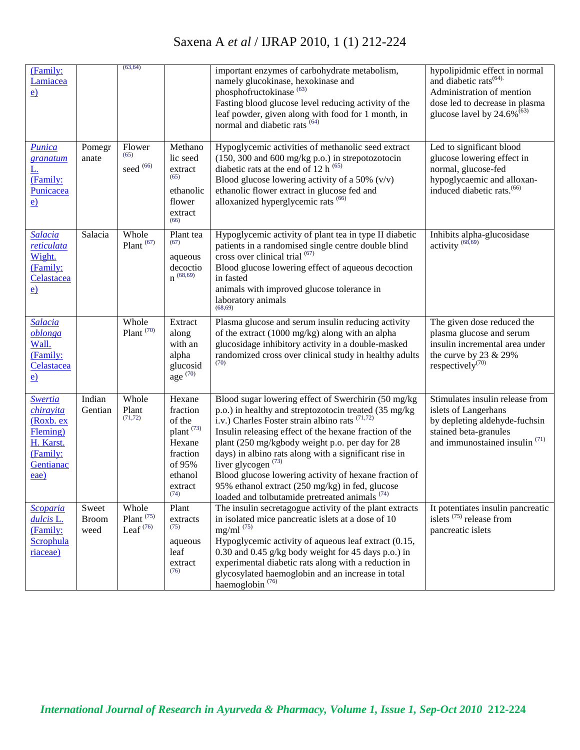| (Family: Lamiaceae) | | [63,64] | | important enzymes of carbohydrate metabolism, namely glucokinase, hexokinase and phosphofructokinase [63] Fasting blood glucose level reducing activity of the leaf powder, given along with food for 1 month, in normal and diabetic rats [64] | hypolipidmic effect in normal and diabetic rats[64]. Administration of mention dose led to decrease in plasma glucose lavel by 24.6%[63] |
|---|---|---|---|---|---|
| *Punica granatum* L. (Family: Punicaceae) | Pomegranate | Flower [65] seed [66] | Methanolic seed extract [65] ethanolic flower extract [66] | Hypoglycemic activities of methanolic seed extract (150, 300 and 600 mg/kg p.o.) in streptozotocin diabetic rats at the end of 12 h [65] Blood glucose lowering activity of a 50% (v/v) ethanolic flower extract in glucose fed and alloxanized hyperglycemic rats [66] | Led to significant blood glucose lowering effect in normal, glucose-fed hypoglycaemic and alloxan-induced diabetic rats.[66] |
| *Salacia reticulata* Wight. (Family: Celastaceae) | Salacia | Whole Plant [67] | Plant tea [67] aqueous decoction [68,69] | Hypoglycemic activity of plant tea in type II diabetic patients in a randomised single centre double blind cross over clinical trial [67] Blood glucose lowering effect of aqueous decoction in fasted animals with improved glucose tolerance in laboratory animals [68,69] | Inhibits alpha-glucosidase activity [68,69] |
| *Salacia oblonga* Wall. (Family: Celastaceae) | | Whole Plant [70] | Extract along with an alpha glucosidage [70] | Plasma glucose and serum insulin reducing activity of the extract (1000 mg/kg) along with an alpha glucosidage inhibitory activity in a double-masked randomized cross over clinical study in healthy adults [70] | The given dose reduced the plasma glucose and serum insulin incremental area under the curve by 23 & 29% respectively[70] |
| *Swertia chirayita* (Roxb. ex Fleming) H. Karst. (Family: Gentianaceae) | Indian Gentian | Whole Plant [71,72] | Hexane fraction of the plant [73] Hexane fraction of 95% ethanol extract [74] | Blood sugar lowering effect of Swerchirin (50 mg/kg p.o.) in healthy and streptozotocin treated (35 mg/kg i.v.) Charles Foster strain albino rats [71,72] Insulin releasing effect of the hexane fraction of the plant (250 mg/kgbody weight p.o. per day for 28 days) in albino rats along with a significant rise in liver glycogen [73] Blood glucose lowering activity of hexane fraction of 95% ethanol extract (250 mg/kg) in fed, glucose loaded and tolbutamide pretreated animals [74] | Stimulates insulin release from islets of Langerhans by depleting aldehyde-fuchsin stained beta-granules and immunostained insulin [71] |
| *Scoparia dulcis* L. (Family: Scrophulariaceae) | Sweet Broom weed | Whole Plant [75] Leaf [76] | Plant extracts [75] aqueous leaf extract [76] | The insulin secretagogue activity of the plant extracts in isolated mice pancreatic islets at a dose of 10 mg/ml [75] Hypoglycemic activity of aqueous leaf extract (0.15, 0.30 and 0.45 g/kg body weight for 45 days p.o.) in experimental diabetic rats along with a reduction in glycosylated haemoglobin and an increase in total haemoglobin [76] | It potentiates insulin pancreatic islets [75] release from pancreatic islets |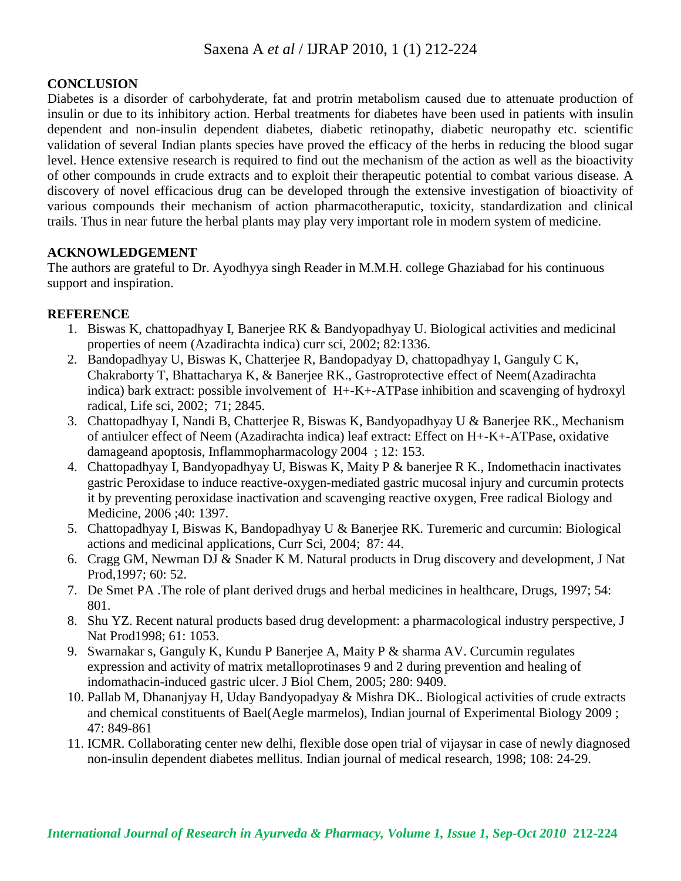## CONCLUSION

Diabetes is a disorder of carbohyderate, fat and protrin metabolism caused due to attenuate production of insulin or due to its inhibitory action. Herbal treatments for diabetes have been used in patients with insulin dependent and non-insulin dependent diabetes, diabetic retinopathy, diabetic neuropathy etc. scientific validation of several Indian plants species have proved the efficacy of the herbs in reducing the blood sugar level. Hence extensive research is required to find out the mechanism of the action as well as the bioactivity of other compounds in crude extracts and to exploit their therapeutic potential to combat various disease. A discovery of novel efficacious drug can be developed through the extensive investigation of bioactivity of various compounds their mechanism of action pharmacotheraputic, toxicity, standardization and clinical trails. Thus in near future the herbal plants may play very important role in modern system of medicine.

## ACKNOWLEDGEMENT

The authors are grateful to Dr. Ayodhyya singh Reader in M.M.H. college Ghaziabad for his continuous support and inspiration.

## REFERENCE

1. Biswas K, chattopadhyay I, Banerjee RK & Bandyopadhyay U. Biological activities and medicinal properties of neem (Azadirachta indica) curr sci, 2002; 82:1336.
2. Bandopadhyay U, Biswas K, Chatterjee R, Bandopadyay D, chattopadhyay I, Ganguly C K, Chakraborty T, Bhattacharya K, & Banerjee RK., Gastroprotective effect of Neem(Azadirachta indica) bark extract: possible involvement of $H^+$-$K^+$-ATPase inhibition and scavenging of hydroxyl radical, Life sci, 2002; 71; 2845.
3. Chattopadhyay I, Nandi B, Chatterjee R, Biswas K, Bandyopadhyay U & Banerjee RK., Mechanism of antiulcer effect of Neem (Azadirachta indica) leaf extract: Effect on $H^+$-$K^+$-ATPase, oxidative damageand apoptosis, Inflammopharmacology 2004 ; 12: 153.
4. Chattopadhyay I, Bandyopadhyay U, Biswas K, Maity P & banerjee R K., Indomethacin inactivates gastric Peroxidase to induce reactive-oxygen-mediated gastric mucosal injury and curcumin protects it by preventing peroxidase inactivation and scavenging reactive oxygen, Free radical Biology and Medicine, 2006 ;40: 1397.
5. Chattopadhyay I, Biswas K, Bandopadhyay U & Banerjee RK. Turemeric and curcumin: Biological actions and medicinal applications, Curr Sci, 2004; 87: 44.
6. Cragg GM, Newman DJ & Snader K M. Natural products in Drug discovery and development, J Nat Prod,1997; 60: 52.
7. De Smet PA .The role of plant derived drugs and herbal medicines in healthcare, Drugs, 1997; 54: 801.
8. Shu YZ. Recent natural products based drug development: a pharmacological industry perspective, J Nat Prod1998; 61: 1053.
9. Swarnakar s, Ganguly K, Kundu P Banerjee A, Maity P & sharma AV. Curcumin regulates expression and activity of matrix metalloprotinases 9 and 2 during prevention and healing of indomathacin-induced gastric ulcer. J Biol Chem, 2005; 280: 9409.
10. Pallab M, Dhananjyay H, Uday Bandyopadyay & Mishra DK.. Biological activities of crude extracts and chemical constituents of Bael(Aegle marmelos), Indian journal of Experimental Biology 2009 ; 47: 849-861
11. ICMR. Collaborating center new delhi, flexible dose open trial of vijaysar in case of newly diagnosed non-insulin dependent diabetes mellitus. Indian journal of medical research, 1998; 108: 24-29.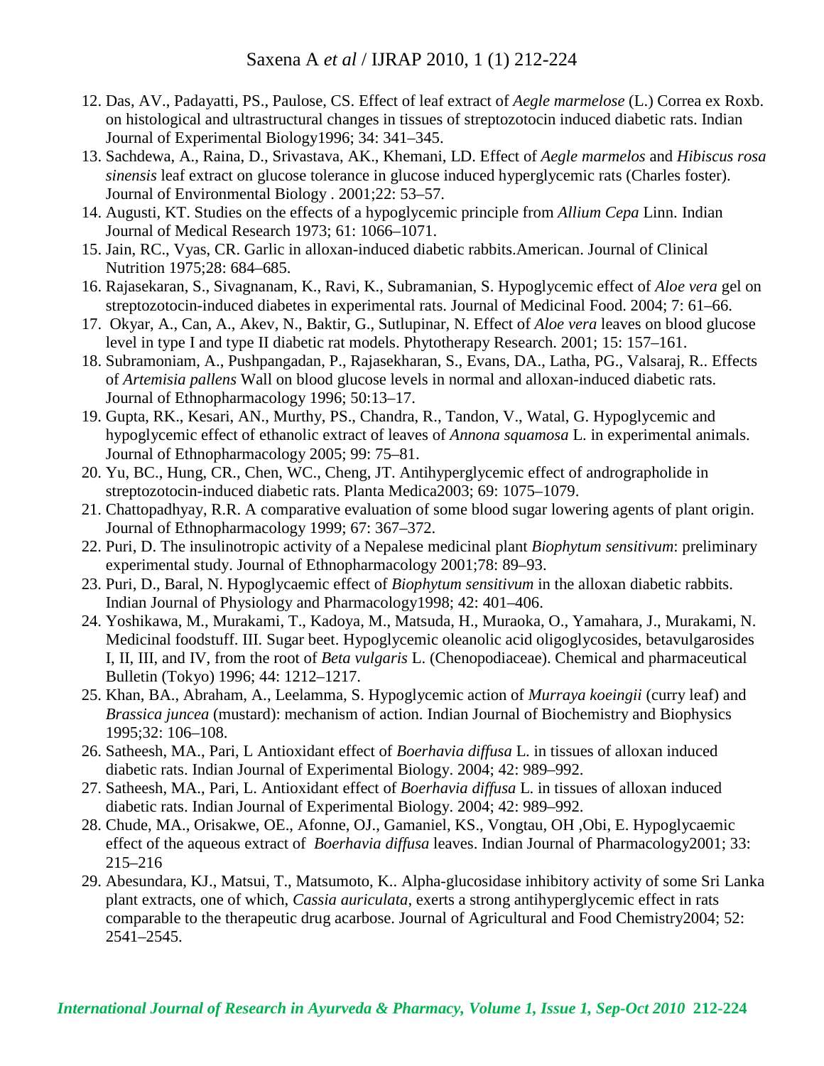12. Das, AV., Padayatti, PS., Paulose, CS. Effect of leaf extract of *Aegle marmelose* (L.) Correa ex Roxb. on histological and ultrastructural changes in tissues of streptozotocin induced diabetic rats. Indian Journal of Experimental Biology1996; 34: 341–345.
13. Sachdewa, A., Raina, D., Srivastava, AK., Khemani, LD. Effect of *Aegle marmelos* and *Hibiscus rosa sinensis* leaf extract on glucose tolerance in glucose induced hyperglycemic rats (Charles foster). Journal of Environmental Biology . 2001;22: 53–57.
14. Augusti, KT. Studies on the effects of a hypoglycemic principle from *Allium Cepa* Linn. Indian Journal of Medical Research 1973; 61: 1066–1071.
15. Jain, RC., Vyas, CR. Garlic in alloxan-induced diabetic rabbits.American. Journal of Clinical Nutrition 1975;28: 684–685.
16. Rajasekaran, S., Sivagnanam, K., Ravi, K., Subramanian, S. Hypoglycemic effect of *Aloe vera* gel on streptozotocin-induced diabetes in experimental rats. Journal of Medicinal Food. 2004; 7: 61–66.
17. Okyar, A., Can, A., Akev, N., Baktir, G., Sutlupinar, N. Effect of *Aloe vera* leaves on blood glucose level in type I and type II diabetic rat models. Phytotherapy Research. 2001; 15: 157–161.
18. Subramoniam, A., Pushpangadan, P., Rajasekharan, S., Evans, DA., Latha, PG., Valsaraj, R.. Effects of *Artemisia pallens* Wall on blood glucose levels in normal and alloxan-induced diabetic rats. Journal of Ethnopharmacology 1996; 50:13–17.
19. Gupta, RK., Kesari, AN., Murthy, PS., Chandra, R., Tandon, V., Watal, G. Hypoglycemic and hypoglycemic effect of ethanolic extract of leaves of *Annona squamosa* L. in experimental animals. Journal of Ethnopharmacology 2005; 99: 75–81.
20. Yu, BC., Hung, CR., Chen, WC., Cheng, JT. Antihyperglycemic effect of andrographolide in streptozotocin-induced diabetic rats. Planta Medica2003; 69: 1075–1079.
21. Chattopadhyay, R.R. A comparative evaluation of some blood sugar lowering agents of plant origin. Journal of Ethnopharmacology 1999; 67: 367–372.
22. Puri, D. The insulinotropic activity of a Nepalese medicinal plant *Biophytum sensitivum*: preliminary experimental study. Journal of Ethnopharmacology 2001;78: 89–93.
23. Puri, D., Baral, N. Hypoglycaemic effect of *Biophytum sensitivum* in the alloxan diabetic rabbits. Indian Journal of Physiology and Pharmacology1998; 42: 401–406.
24. Yoshikawa, M., Murakami, T., Kadoya, M., Matsuda, H., Muraoka, O., Yamahara, J., Murakami, N. Medicinal foodstuff. III. Sugar beet. Hypoglycemic oleanolic acid oligoglycosides, betavulgarosides I, II, III, and IV, from the root of *Beta vulgaris* L. (Chenopodiaceae). Chemical and pharmaceutical Bulletin (Tokyo) 1996; 44: 1212–1217.
25. Khan, BA., Abraham, A., Leelamma, S. Hypoglycemic action of *Murraya koeingii* (curry leaf) and *Brassica juncea* (mustard): mechanism of action. Indian Journal of Biochemistry and Biophysics 1995;32: 106–108.
26. Satheesh, MA., Pari, L Antioxidant effect of *Boerhavia diffusa* L. in tissues of alloxan induced diabetic rats. Indian Journal of Experimental Biology. 2004; 42: 989–992.
27. Satheesh, MA., Pari, L. Antioxidant effect of *Boerhavia diffusa* L. in tissues of alloxan induced diabetic rats. Indian Journal of Experimental Biology. 2004; 42: 989–992.
28. Chude, MA., Orisakwe, OE., Afonne, OJ., Gamaniel, KS., Vongtau, OH ,Obi, E. Hypoglycaemic effect of the aqueous extract of *Boerhavia diffusa* leaves. Indian Journal of Pharmacology2001; 33: 215–216
29. Abesundara, KJ., Matsui, T., Matsumoto, K.. Alpha-glucosidase inhibitory activity of some Sri Lanka plant extracts, one of which, *Cassia auriculata*, exerts a strong antihyperglycemic effect in rats comparable to the therapeutic drug acarbose. Journal of Agricultural and Food Chemistry2004; 52: 2541–2545.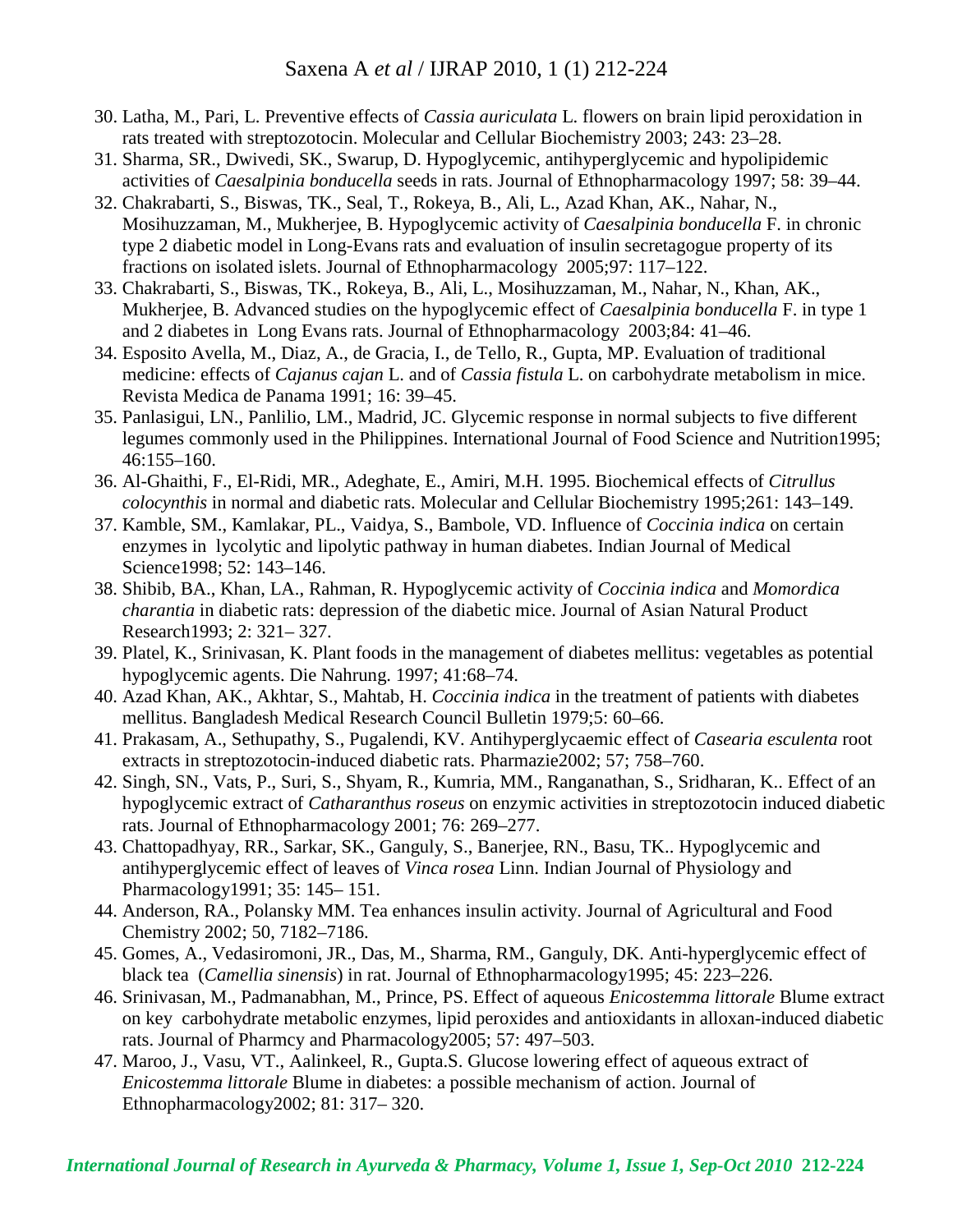30. Latha, M., Pari, L. Preventive effects of *Cassia auriculata* L. flowers on brain lipid peroxidation in rats treated with streptozotocin. Molecular and Cellular Biochemistry 2003; 243: 23–28.
31. Sharma, SR., Dwivedi, SK., Swarup, D. Hypoglycemic, antihyperglycemic and hypolipidemic activities of *Caesalpinia bonducella* seeds in rats. Journal of Ethnopharmacology 1997; 58: 39–44.
32. Chakrabarti, S., Biswas, TK., Seal, T., Rokeya, B., Ali, L., Azad Khan, AK., Nahar, N., Mosihuzzaman, M., Mukherjee, B. Hypoglycemic activity of *Caesalpinia bonducella* F. in chronic type 2 diabetic model in Long-Evans rats and evaluation of insulin secretagogue property of its fractions on isolated islets. Journal of Ethnopharmacology 2005;97: 117–122.
33. Chakrabarti, S., Biswas, TK., Rokeya, B., Ali, L., Mosihuzzaman, M., Nahar, N., Khan, AK., Mukherjee, B. Advanced studies on the hypoglycemic effect of *Caesalpinia bonducella* F. in type 1 and 2 diabetes in Long Evans rats. Journal of Ethnopharmacology 2003;84: 41–46.
34. Esposito Avella, M., Diaz, A., de Gracia, I., de Tello, R., Gupta, MP. Evaluation of traditional medicine: effects of *Cajanus cajan* L. and of *Cassia fistula* L. on carbohydrate metabolism in mice. Revista Medica de Panama 1991; 16: 39–45.
35. Panlasigui, LN., Panlilio, LM., Madrid, JC. Glycemic response in normal subjects to five different legumes commonly used in the Philippines. International Journal of Food Science and Nutrition1995; 46:155–160.
36. Al-Ghaithi, F., El-Ridi, MR., Adeghate, E., Amiri, M.H. 1995. Biochemical effects of *Citrullus colocynthis* in normal and diabetic rats. Molecular and Cellular Biochemistry 1995;261: 143–149.
37. Kamble, SM., Kamlakar, PL., Vaidya, S., Bambole, VD. Influence of *Coccinia indica* on certain enzymes in lycolytic and lipolytic pathway in human diabetes. Indian Journal of Medical Science1998; 52: 143–146.
38. Shibib, BA., Khan, LA., Rahman, R. Hypoglycemic activity of *Coccinia indica* and *Momordica charantia* in diabetic rats: depression of the diabetic mice. Journal of Asian Natural Product Research1993; 2: 321– 327.
39. Platel, K., Srinivasan, K. Plant foods in the management of diabetes mellitus: vegetables as potential hypoglycemic agents. Die Nahrung. 1997; 41:68–74.
40. Azad Khan, AK., Akhtar, S., Mahtab, H. *Coccinia indica* in the treatment of patients with diabetes mellitus. Bangladesh Medical Research Council Bulletin 1979;5: 60–66.
41. Prakasam, A., Sethupathy, S., Pugalendi, KV. Antihyperglycaemic effect of *Casearia esculenta* root extracts in streptozotocin-induced diabetic rats. Pharmazie2002; 57; 758–760.
42. Singh, SN., Vats, P., Suri, S., Shyam, R., Kumria, MM., Ranganathan, S., Sridharan, K.. Effect of an hypoglycemic extract of *Catharanthus roseus* on enzymic activities in streptozotocin induced diabetic rats. Journal of Ethnopharmacology 2001; 76: 269–277.
43. Chattopadhyay, RR., Sarkar, SK., Ganguly, S., Banerjee, RN., Basu, TK.. Hypoglycemic and antihyperglycemic effect of leaves of *Vinca rosea* Linn. Indian Journal of Physiology and Pharmacology1991; 35: 145– 151.
44. Anderson, RA., Polansky MM. Tea enhances insulin activity. Journal of Agricultural and Food Chemistry 2002; 50, 7182–7186.
45. Gomes, A., Vedasiromoni, JR., Das, M., Sharma, RM., Ganguly, DK. Anti-hyperglycemic effect of black tea (*Camellia sinensis*) in rat. Journal of Ethnopharmacology1995; 45: 223–226.
46. Srinivasan, M., Padmanabhan, M., Prince, PS. Effect of aqueous *Enicostemma littorale* Blume extract on key carbohydrate metabolic enzymes, lipid peroxides and antioxidants in alloxan-induced diabetic rats. Journal of Pharmcy and Pharmacology2005; 57: 497–503.
47. Maroo, J., Vasu, VT., Aalinkeel, R., Gupta.S. Glucose lowering effect of aqueous extract of *Enicostemma littorale* Blume in diabetes: a possible mechanism of action. Journal of Ethnopharmacology2002; 81: 317– 320.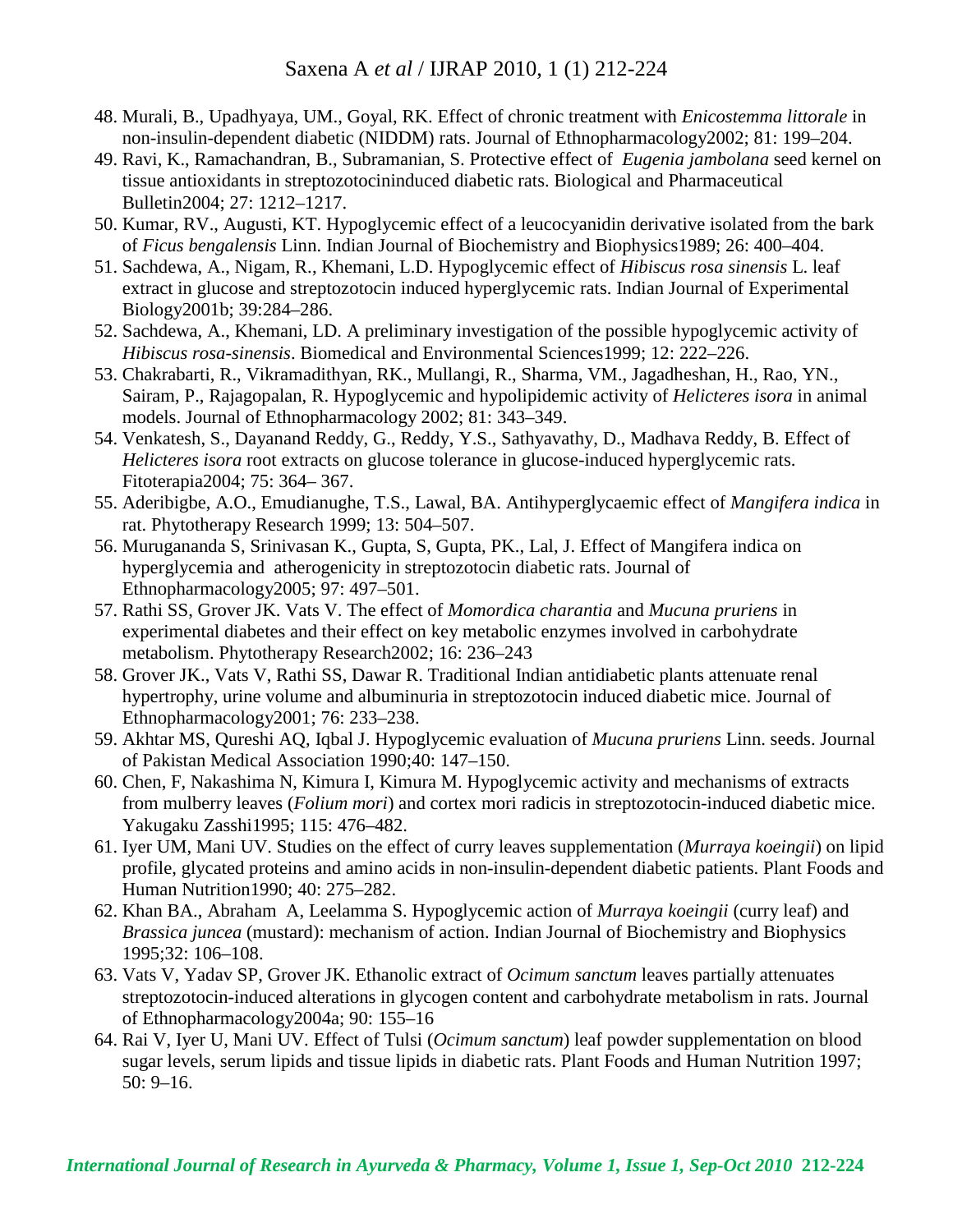48. Murali, B., Upadhyaya, UM., Goyal, RK. Effect of chronic treatment with *Enicostemma littorale* in non-insulin-dependent diabetic (NIDDM) rats. Journal of Ethnopharmacology2002; 81: 199–204.
49. Ravi, K., Ramachandran, B., Subramanian, S. Protective effect of *Eugenia jambolana* seed kernel on tissue antioxidants in streptozotocininduced diabetic rats. Biological and Pharmaceutical Bulletin2004; 27: 1212–1217.
50. Kumar, RV., Augusti, KT. Hypoglycemic effect of a leucocyanidin derivative isolated from the bark of *Ficus bengalensis* Linn. Indian Journal of Biochemistry and Biophysics1989; 26: 400–404.
51. Sachdewa, A., Nigam, R., Khemani, L.D. Hypoglycemic effect of *Hibiscus rosa sinensis* L. leaf extract in glucose and streptozotocin induced hyperglycemic rats. Indian Journal of Experimental Biology2001b; 39:284–286.
52. Sachdewa, A., Khemani, LD. A preliminary investigation of the possible hypoglycemic activity of *Hibiscus rosa-sinensis*. Biomedical and Environmental Sciences1999; 12: 222–226.
53. Chakrabarti, R., Vikramadithyan, RK., Mullangi, R., Sharma, VM., Jagadheshan, H., Rao, YN., Sairam, P., Rajagopalan, R. Hypoglycemic and hypolipidemic activity of *Helicteres isora* in animal models. Journal of Ethnopharmacology 2002; 81: 343–349.
54. Venkatesh, S., Dayanand Reddy, G., Reddy, Y.S., Sathyavathy, D., Madhava Reddy, B. Effect of *Helicteres isora* root extracts on glucose tolerance in glucose-induced hyperglycemic rats. Fitoterapia2004; 75: 364– 367.
55. Aderibigbe, A.O., Emudianughe, T.S., Lawal, BA. Antihyperglycaemic effect of *Mangifera indica* in rat. Phytotherapy Research 1999; 13: 504–507.
56. Muruganandа S, Srinivasan K., Gupta, S, Gupta, PK., Lal, J. Effect of Mangifera indica on hyperglycemia and atherogenicity in streptozotocin diabetic rats. Journal of Ethnopharmacology2005; 97: 497–501.
57. Rathi SS, Grover JK. Vats V. The effect of *Momordica charantia* and *Mucuna pruriens* in experimental diabetes and their effect on key metabolic enzymes involved in carbohydrate metabolism. Phytotherapy Research2002; 16: 236–243
58. Grover JK., Vats V, Rathi SS, Dawar R. Traditional Indian antidiabetic plants attenuate renal hypertrophy, urine volume and albuminuria in streptozotocin induced diabetic mice. Journal of Ethnopharmacology2001; 76: 233–238.
59. Akhtar MS, Qureshi AQ, Iqbal J. Hypoglycemic evaluation of *Mucuna pruriens* Linn. seeds. Journal of Pakistan Medical Association 1990;40: 147–150.
60. Chen, F, Nakashima N, Kimura I, Kimura M. Hypoglycemic activity and mechanisms of extracts from mulberry leaves (*Folium mori*) and cortex mori radicis in streptozotocin-induced diabetic mice. Yakugaku Zasshi1995; 115: 476–482.
61. Iyer UM, Mani UV. Studies on the effect of curry leaves supplementation (*Murraya koeingii*) on lipid profile, glycated proteins and amino acids in non-insulin-dependent diabetic patients. Plant Foods and Human Nutrition1990; 40: 275–282.
62. Khan BA., Abraham A, Leelamma S. Hypoglycemic action of *Murraya koeingii* (curry leaf) and *Brassica juncea* (mustard): mechanism of action. Indian Journal of Biochemistry and Biophysics 1995;32: 106–108.
63. Vats V, Yadav SP, Grover JK. Ethanolic extract of *Ocimum sanctum* leaves partially attenuates streptozotocin-induced alterations in glycogen content and carbohydrate metabolism in rats. Journal of Ethnopharmacology2004a; 90: 155–16
64. Rai V, Iyer U, Mani UV. Effect of Tulsi (*Ocimum sanctum*) leaf powder supplementation on blood sugar levels, serum lipids and tissue lipids in diabetic rats. Plant Foods and Human Nutrition 1997; 50: 9–16.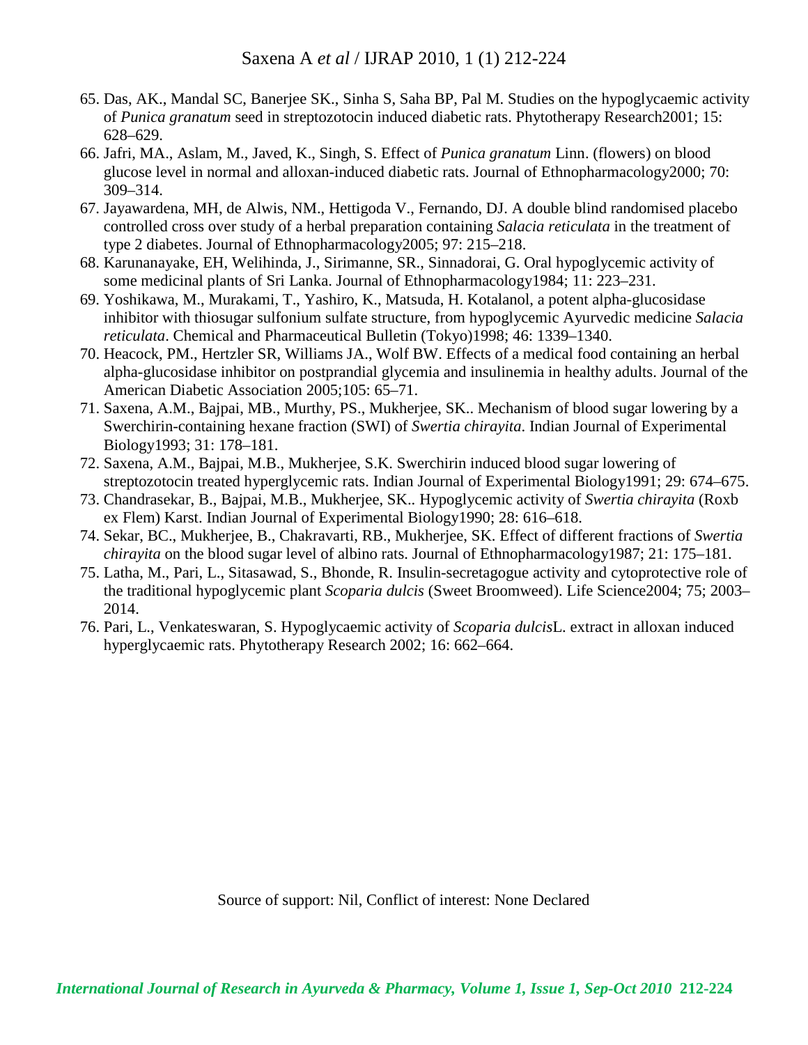65. Das, AK., Mandal SC, Banerjee SK., Sinha S, Saha BP, Pal M. Studies on the hypoglycaemic activity of *Punica granatum* seed in streptozotocin induced diabetic rats. Phytotherapy Research2001; 15: 628–629.
66. Jafri, MA., Aslam, M., Javed, K., Singh, S. Effect of *Punica granatum* Linn. (flowers) on blood glucose level in normal and alloxan-induced diabetic rats. Journal of Ethnopharmacology2000; 70: 309–314.
67. Jayawardena, MH, de Alwis, NM., Hettigoda V., Fernando, DJ. A double blind randomised placebo controlled cross over study of a herbal preparation containing *Salacia reticulata* in the treatment of type 2 diabetes. Journal of Ethnopharmacology2005; 97: 215–218.
68. Karunanayake, EH, Welihinda, J., Sirimanne, SR., Sinnadorai, G. Oral hypoglycemic activity of some medicinal plants of Sri Lanka. Journal of Ethnopharmacology1984; 11: 223–231.
69. Yoshikawa, M., Murakami, T., Yashiro, K., Matsuda, H. Kotalanol, a potent alpha-glucosidase inhibitor with thiosugar sulfonium sulfate structure, from hypoglycemic Ayurvedic medicine *Salacia reticulata*. Chemical and Pharmaceutical Bulletin (Tokyo)1998; 46: 1339–1340.
70. Heacock, PM., Hertzler SR, Williams JA., Wolf BW. Effects of a medical food containing an herbal alpha-glucosidase inhibitor on postprandial glycemia and insulinemia in healthy adults. Journal of the American Diabetic Association 2005;105: 65–71.
71. Saxena, A.M., Bajpai, MB., Murthy, PS., Mukherjee, SK.. Mechanism of blood sugar lowering by a Swerchirin-containing hexane fraction (SWI) of *Swertia chirayita*. Indian Journal of Experimental Biology1993; 31: 178–181.
72. Saxena, A.M., Bajpai, M.B., Mukherjee, S.K. Swerchirin induced blood sugar lowering of streptozotocin treated hyperglycemic rats. Indian Journal of Experimental Biology1991; 29: 674–675.
73. Chandrasekar, B., Bajpai, M.B., Mukherjee, SK.. Hypoglycemic activity of *Swertia chirayita* (Roxb ex Flem) Karst. Indian Journal of Experimental Biology1990; 28: 616–618.
74. Sekar, BC., Mukherjee, B., Chakravarti, RB., Mukherjee, SK. Effect of different fractions of *Swertia chirayita* on the blood sugar level of albino rats. Journal of Ethnopharmacology1987; 21: 175–181.
75. Latha, M., Pari, L., Sitasawad, S., Bhonde, R. Insulin-secretagogue activity and cytoprotective role of the traditional hypoglycemic plant *Scoparia dulcis* (Sweet Broomweed). Life Science2004; 75; 2003–2014.
76. Pari, L., Venkateswaran, S. Hypoglycaemic activity of *Scoparia dulcis*L. extract in alloxan induced hyperglycaemic rats. Phytotherapy Research 2002; 16: 662–664.

Source of support: Nil, Conflict of interest: None Declared